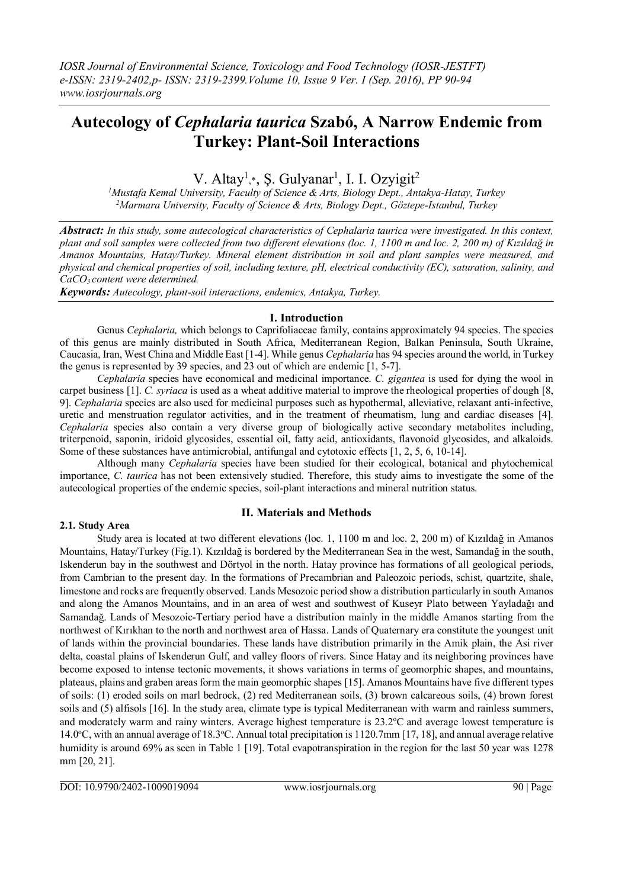# Autecology of *Cephalaria taurica* Szabó, A Narrow Endemic from Turkey: Plant-Soil Interactions

V. Altay[1,*], Ş. Gulyanar[1], I. I. Ozyigit[2]

[1]Mustafa Kemal University, Faculty of Science & Arts, Biology Dept., Antakya-Hatay, Turkey
[2]Marmara University, Faculty of Science & Arts, Biology Dept., Göztepe-Istanbul, Turkey

***Abstract:*** *In this study, some autecological characteristics of Cephalaria taurica were investigated. In this context, plant and soil samples were collected from two different elevations (loc. 1, 1100 m and loc. 2, 200 m) of Kızıldağ in Amanos Mountains, Hatay/Turkey. Mineral element distribution in soil and plant samples were measured, and physical and chemical properties of soil, including texture, pH, electrical conductivity (EC), saturation, salinity, and $CaCO_3$ content were determined.*

***Keywords:*** *Autecology, plant-soil interactions, endemics, Antakya, Turkey.*

## I. Introduction

Genus *Cephalaria,* which belongs to Caprifoliaceae family, contains approximately 94 species. The species of this genus are mainly distributed in South Africa, Mediterranean Region, Balkan Peninsula, South Ukraine, Caucasia, Iran, West China and Middle East [1-4]. While genus *Cephalaria* has 94 species around the world, in Turkey the genus is represented by 39 species, and 23 out of which are endemic [1, 5-7].

*Cephalaria* species have economical and medicinal importance. *C. gigantea* is used for dying the wool in carpet business [1]. *C. syriaca* is used as a wheat additive material to improve the rheological properties of dough [8, 9]. *Cephalaria* species are also used for medicinal purposes such as hypothermal, alleviative, relaxant anti-infective, uretic and menstruation regulator activities, and in the treatment of rheumatism, lung and cardiac diseases [4]. *Cephalaria* species also contain a very diverse group of biologically active secondary metabolites including, triterpenoid, saponin, iridoid glycosides, essential oil, fatty acid, antioxidants, flavonoid glycosides, and alkaloids. Some of these substances have antimicrobial, antifungal and cytotoxic effects [1, 2, 5, 6, 10-14].

Although many *Cephalaria* species have been studied for their ecological, botanical and phytochemical importance, *C. taurica* has not been extensively studied. Therefore, this study aims to investigate the some of the autecological properties of the endemic species, soil-plant interactions and mineral nutrition status.

## II. Materials and Methods

### 2.1. Study Area

Study area is located at two different elevations (loc. 1, 1100 m and loc. 2, 200 m) of Kızıldağ in Amanos Mountains, Hatay/Turkey (Fig.1). Kızıldağ is bordered by the Mediterranean Sea in the west, Samandağ in the south, Iskenderun bay in the southwest and Dörtyol in the north. Hatay province has formations of all geological periods, from Cambrian to the present day. In the formations of Precambrian and Paleozoic periods, schist, quartzite, shale, limestone and rocks are frequently observed. Lands Mesozoic period show a distribution particularly in south Amanos and along the Amanos Mountains, and in an area of west and southwest of Kuseyr Plato between Yayladağı and Samandağ. Lands of Mesozoic-Tertiary period have a distribution mainly in the middle Amanos starting from the northwest of Kırıkhan to the north and northwest area of Hassa. Lands of Quaternary era constitute the youngest unit of lands within the provincial boundaries. These lands have distribution primarily in the Amik plain, the Asi river delta, coastal plains of Iskenderun Gulf, and valley floors of rivers. Since Hatay and its neighboring provinces have become exposed to intense tectonic movements, it shows variations in terms of geomorphic shapes, and mountains, plateaus, plains and graben areas form the main geomorphic shapes [15]. Amanos Mountains have five different types of soils: (1) eroded soils on marl bedrock, (2) red Mediterranean soils, (3) brown calcareous soils, (4) brown forest soils and (5) alfisols [16]. In the study area, climate type is typical Mediterranean with warm and rainless summers, and moderately warm and rainy winters. Average highest temperature is 23.2°C and average lowest temperature is 14.0°C, with an annual average of 18.3°C. Annual total precipitation is 1120.7mm [17, 18], and annual average relative humidity is around 69% as seen in Table 1 [19]. Total evapotranspiration in the region for the last 50 year was 1278 mm [20, 21].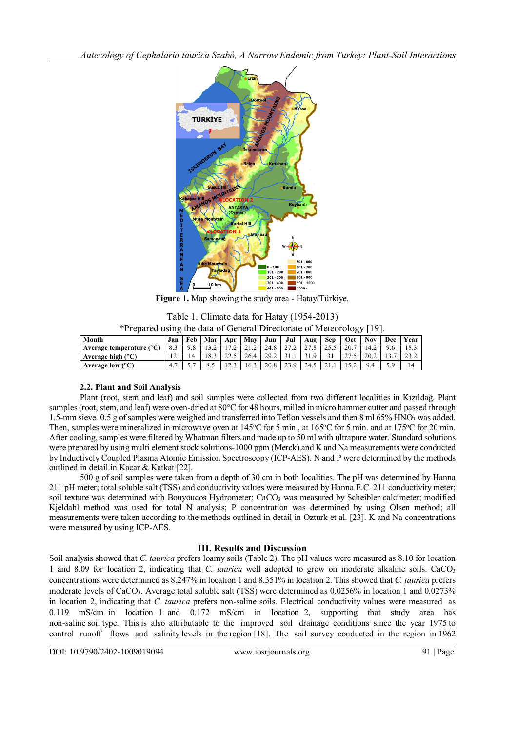**Figure 1.** Map showing the study area - Hatay/Türkiye.

Table 1. Climate data for Hatay (1954-2013)
*Prepared using the data of General Directorate of Meteorology [19].

| Month | Jan | Feb | Mar | Apr | May | Jun | Jul | Aug | Sep | Oct | Nov | Dec | Year |
|---|---|---|---|---|---|---|---|---|---|---|---|---|---|
| Average temperature (°C) | 8.3 | 9.8 | 13.2 | 17.2 | 21.2 | 24.8 | 27.2 | 27.8 | 25.5 | 20.7 | 14.2 | 9.6 | 18.3 |
| Average high (°C) | 12 | 14 | 18.3 | 22.5 | 26.4 | 29.2 | 31.1 | 31.9 | 31 | 27.5 | 20.2 | 13.7 | 23.2 |
| Average low (°C) | 4.7 | 5.7 | 8.5 | 12.3 | 16.3 | 20.8 | 23.9 | 24.5 | 21.1 | 15.2 | 9.4 | 5.9 | 14 |

### 2.2. Plant and Soil Analysis

Plant (root, stem and leaf) and soil samples were collected from two different localities in Kızıldağ. Plant samples (root, stem, and leaf) were oven-dried at 80°C for 48 hours, milled in micro hammer cutter and passed through 1.5-mm sieve. 0.5 g of samples were weighed and transferred into Teflon vessels and then 8 ml 65% $HNO_3$ was added. Then, samples were mineralized in microwave oven at 145°C for 5 min., at 165°C for 5 min. and at 175°C for 20 min. After cooling, samples were filtered by Whatman filters and made up to 50 ml with ultrapure water. Standard solutions were prepared by using multi element stock solutions-1000 ppm (Merck) and K and Na measurements were conducted by Inductively Coupled Plasma Atomic Emission Spectroscopy (ICP-AES). N and P were determined by the methods outlined in detail in Kacar & Katkat [22].

500 g of soil samples were taken from a depth of 30 cm in both localities. The pH was determined by Hanna 211 pH meter; total soluble salt (TSS) and conductivity values were measured by Hanna E.C. 211 conductivity meter; soil texture was determined with Bouyoucos Hydrometer; $CaCO_3$ was measured by Scheibler calcimeter; modified Kjeldahl method was used for total N analysis; P concentration was determined by using Olsen method; all measurements were taken according to the methods outlined in detail in Ozturk et al. [23]. K and Na concentrations were measured by using ICP-AES.

## III. Results and Discussion

Soil analysis showed that *C. taurica* prefers loamy soils (Table 2). The pH values were measured as 8.10 for location 1 and 8.09 for location 2, indicating that *C. taurica* well adopted to grow on moderate alkaline soils. $CaCO_3$ concentrations were determined as 8.247% in location 1 and 8.351% in location 2. This showed that *C. taurica* prefers moderate levels of $CaCO_3$. Average total soluble salt (TSS) were determined as 0.0256% in location 1 and 0.0273% in location 2, indicating that *C. taurica* prefers non-saline soils. Electrical conductivity values were measured as 0.119 mS/cm in location 1 and 0.172 mS/cm in location 2, supporting that study area has non-saline soil type. This is also attributable to the improved soil drainage conditions since the year 1975 to control runoff flows and salinity levels in the region [18]. The soil survey conducted in the region in 1962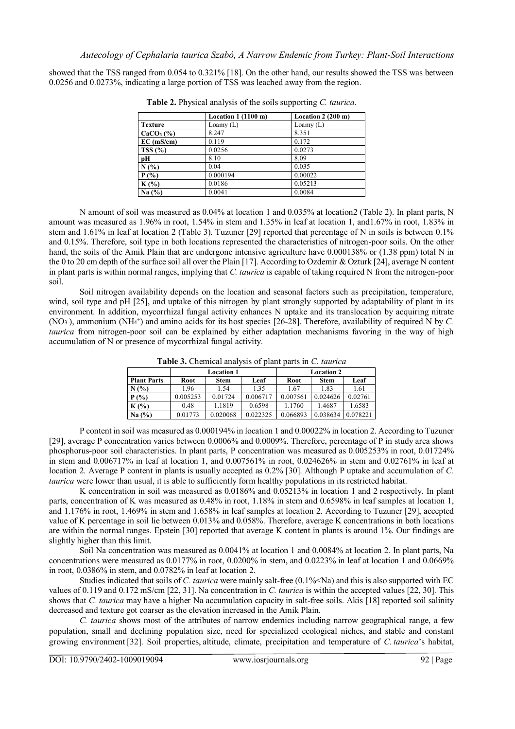showed that the TSS ranged from 0.054 to 0.321% [18]. On the other hand, our results showed the TSS was between 0.0256 and 0.0273%, indicating a large portion of TSS was leached away from the region.

**Table 2.** Physical analysis of the soils supporting *C. taurica*.

| | Location 1 (1100 m) | Location 2 (200 m) |
|---|---|---|
| **Texture** | Loamy (L) | Loamy (L) |
| **$CaCO_3$ (%)** | 8.247 | 8.351 |
| **EC (mS/cm)** | 0.119 | 0.172 |
| **TSS (%)** | 0.0256 | 0.0273 |
| **pH** | 8.10 | 8.09 |
| **N (%)** | 0.04 | 0.035 |
| **P (%)** | 0.000194 | 0.00022 |
| **K (%)** | 0.0186 | 0.05213 |
| **Na (%)** | 0.0041 | 0.0084 |

N amount of soil was measured as 0.04% at location 1 and 0.035% at location2 (Table 2). In plant parts, N amount was measured as 1.96% in root, 1.54% in stem and 1.35% in leaf at location 1, and1.67% in root, 1.83% in stem and 1.61% in leaf at location 2 (Table 3). Tuzuner [29] reported that percentage of N in soils is between 0.1% and 0.15%. Therefore, soil type in both locations represented the characteristics of nitrogen-poor soils. On the other hand, the soils of the Amik Plain that are undergone intensive agriculture have 0.000138% or (1.38 ppm) total N in the 0 to 20 cm depth of the surface soil all over the Plain [17]. According to Ozdemir & Ozturk [24], average N content in plant parts is within normal ranges, implying that *C. taurica* is capable of taking required N from the nitrogen-poor soil.

Soil nitrogen availability depends on the location and seasonal factors such as precipitation, temperature, wind, soil type and pH [25], and uptake of this nitrogen by plant strongly supported by adaptability of plant in its environment. In addition, mycorrhizal fungal activity enhances N uptake and its translocation by acquiring nitrate ($NO_3^-$), ammonium ($NH_4^+$) and amino acids for its host species [26-28]. Therefore, availability of required N by *C. taurica* from nitrogen-poor soil can be explained by either adaptation mechanisms favoring in the way of high accumulation of N or presence of mycorrhizal fungal activity.

**Table 3.** Chemical analysis of plant parts in *C. taurica*

| | Location 1 | | | Location 2 | | |
|---|---|---|---|---|---|---|
| **Plant Parts** | **Root** | **Stem** | **Leaf** | **Root** | **Stem** | **Leaf** |
| **N (%)** | 1.96 | 1.54 | 1.35 | 1.67 | 1.83 | 1.61 |
| **P (%)** | 0.005253 | 0.01724 | 0.006717 | 0.007561 | 0.024626 | 0.02761 |
| **K (%)** | 0.48 | 1.1819 | 0.6598 | 1.1760 | 1.4687 | 1.6583 |
| **Na (%)** | 0.01773 | 0.020068 | 0.022325 | 0.066893 | 0.038634 | 0.078221 |

P content in soil was measured as 0.000194% in location 1 and 0.00022% in location 2. According to Tuzuner [29], average P concentration varies between 0.0006% and 0.0009%. Therefore, percentage of P in study area shows phosphorus-poor soil characteristics. In plant parts, P concentration was measured as 0.005253% in root, 0.01724% in stem and 0.006717% in leaf at location 1, and 0.007561% in root, 0.024626% in stem and 0.02761% in leaf at location 2. Average P content in plants is usually accepted as 0.2% [30]. Although P uptake and accumulation of *C. taurica* were lower than usual, it is able to sufficiently form healthy populations in its restricted habitat.

K concentration in soil was measured as 0.0186% and 0.05213% in location 1 and 2 respectively. In plant parts, concentration of K was measured as 0.48% in root, 1.18% in stem and 0.6598% in leaf samples at location 1, and 1.176% in root, 1.469% in stem and 1.658% in leaf samples at location 2. According to Tuzuner [29], accepted value of K percentage in soil lie between 0.013% and 0.058%. Therefore, average K concentrations in both locations are within the normal ranges. Epstein [30] reported that average K content in plants is around 1%. Our findings are slightly higher than this limit.

Soil Na concentration was measured as 0.0041% at location 1 and 0.0084% at location 2. In plant parts, Na concentrations were measured as 0.0177% in root, 0.0200% in stem, and 0.0223% in leaf at location 1 and 0.0669% in root, 0.0386% in stem, and 0.0782% in leaf at location 2.

Studies indicated that soils of *C. taurica* were mainly salt-free (0.1%<Na) and this is also supported with EC values of 0.119 and 0.172 mS/cm [22, 31]. Na concentration in *C. taurica* is within the accepted values [22, 30]. This shows that *C. taurica* may have a higher Na accumulation capacity in salt-free soils. Akis [18] reported soil salinity decreased and texture got coarser as the elevation increased in the Amik Plain.

*C. taurica* shows most of the attributes of narrow endemics including narrow geographical range, a few population, small and declining population size, need for specialized ecological niches, and stable and constant growing environment [32]. Soil properties, altitude, climate, precipitation and temperature of *C. taurica*'s habitat,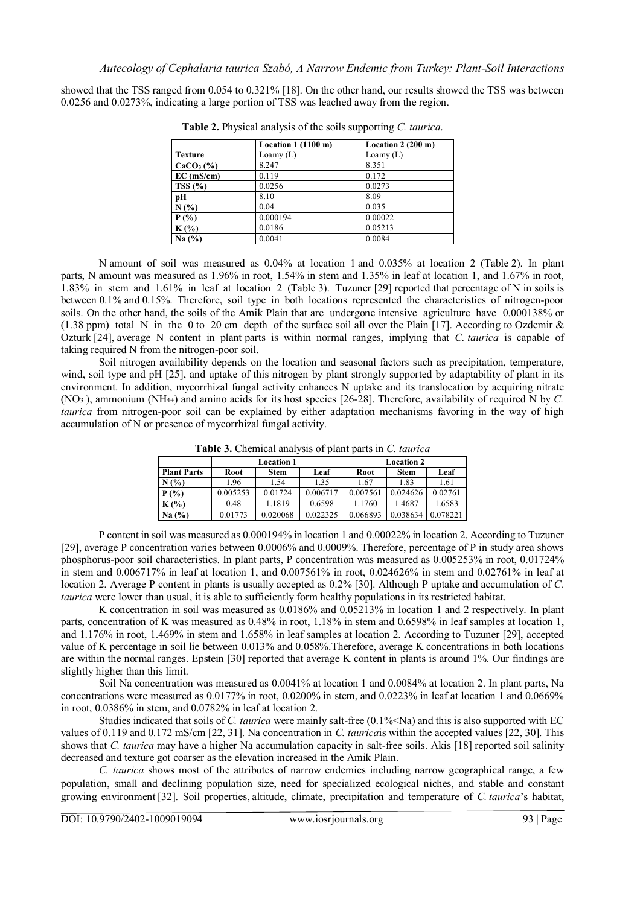showed that the TSS ranged from 0.054 to 0.321% [18]. On the other hand, our results showed the TSS was between 0.0256 and 0.0273%, indicating a large portion of TSS was leached away from the region.

**Table 2.** Physical analysis of the soils supporting *C. taurica*.

| | Location 1 (1100 m) | Location 2 (200 m) |
|---|---|---|
| **Texture** | Loamy (L) | Loamy (L) |
| **$CaCO_3$ (%)** | 8.247 | 8.351 |
| **EC (mS/cm)** | 0.119 | 0.172 |
| **TSS (%)** | 0.0256 | 0.0273 |
| **pH** | 8.10 | 8.09 |
| **N (%)** | 0.04 | 0.035 |
| **P (%)** | 0.000194 | 0.00022 |
| **K (%)** | 0.0186 | 0.05213 |
| **Na (%)** | 0.0041 | 0.0084 |

N amount of soil was measured as 0.04% at location 1 and 0.035% at location 2 (Table 2). In plant parts, N amount was measured as 1.96% in root, 1.54% in stem and 1.35% in leaf at location 1, and 1.67% in root, 1.83% in stem and 1.61% in leaf at location 2 (Table 3). Tuzuner [29] reported that percentage of N in soils is between 0.1% and 0.15%. Therefore, soil type in both locations represented the characteristics of nitrogen-poor soils. On the other hand, the soils of the Amik Plain that are undergone intensive agriculture have 0.000138% or (1.38 ppm) total N in the 0 to 20 cm depth of the surface soil all over the Plain [17]. According to Ozdemir & Ozturk [24], average N content in plant parts is within normal ranges, implying that *C. taurica* is capable of taking required N from the nitrogen-poor soil.

Soil nitrogen availability depends on the location and seasonal factors such as precipitation, temperature, wind, soil type and pH [25], and uptake of this nitrogen by plant strongly supported by adaptability of plant in its environment. In addition, mycorrhizal fungal activity enhances N uptake and its translocation by acquiring nitrate ($NO_3^-$), ammonium ($NH_4^+$) and amino acids for its host species [26-28]. Therefore, availability of required N by *C. taurica* from nitrogen-poor soil can be explained by either adaptation mechanisms favoring in the way of high accumulation of N or presence of mycorrhizal fungal activity.

**Table 3.** Chemical analysis of plant parts in *C. taurica*

| | Location 1 | | | Location 2 | | |
|---|---|---|---|---|---|---|
| **Plant Parts** | **Root** | **Stem** | **Leaf** | **Root** | **Stem** | **Leaf** |
| **N (%)** | 1.96 | 1.54 | 1.35 | 1.67 | 1.83 | 1.61 |
| **P (%)** | 0.005253 | 0.01724 | 0.006717 | 0.007561 | 0.024626 | 0.02761 |
| **K (%)** | 0.48 | 1.1819 | 0.6598 | 1.1760 | 1.4687 | 1.6583 |
| **Na (%)** | 0.01773 | 0.020068 | 0.022325 | 0.066893 | 0.038634 | 0.078221 |

P content in soil was measured as 0.000194% in location 1 and 0.00022% in location 2. According to Tuzuner [29], average P concentration varies between 0.0006% and 0.0009%. Therefore, percentage of P in study area shows phosphorus-poor soil characteristics. In plant parts, P concentration was measured as 0.005253% in root, 0.01724% in stem and 0.006717% in leaf at location 1, and 0.007561% in root, 0.024626% in stem and 0.02761% in leaf at location 2. Average P content in plants is usually accepted as 0.2% [30]. Although P uptake and accumulation of *C. taurica* were lower than usual, it is able to sufficiently form healthy populations in its restricted habitat.

K concentration in soil was measured as 0.0186% and 0.05213% in location 1 and 2 respectively. In plant parts, concentration of K was measured as 0.48% in root, 1.18% in stem and 0.6598% in leaf samples at location 1, and 1.176% in root, 1.469% in stem and 1.658% in leaf samples at location 2. According to Tuzuner [29], accepted value of K percentage in soil lie between 0.013% and 0.058%.Therefore, average K concentrations in both locations are within the normal ranges. Epstein [30] reported that average K content in plants is around 1%. Our findings are slightly higher than this limit.

Soil Na concentration was measured as 0.0041% at location 1 and 0.0084% at location 2. In plant parts, Na concentrations were measured as 0.0177% in root, 0.0200% in stem, and 0.0223% in leaf at location 1 and 0.0669% in root, 0.0386% in stem, and 0.0782% in leaf at location 2.

Studies indicated that soils of *C. taurica* were mainly salt-free (0.1%<Na) and this is also supported with EC values of 0.119 and 0.172 mS/cm [22, 31]. Na concentration in *C. taurica*is within the accepted values [22, 30]. This shows that *C. taurica* may have a higher Na accumulation capacity in salt-free soils. Akis [18] reported soil salinity decreased and texture got coarser as the elevation increased in the Amik Plain.

*C. taurica* shows most of the attributes of narrow endemics including narrow geographical range, a few population, small and declining population size, need for specialized ecological niches, and stable and constant growing environment [32]. Soil properties, altitude, climate, precipitation and temperature of *C. taurica*'s habitat,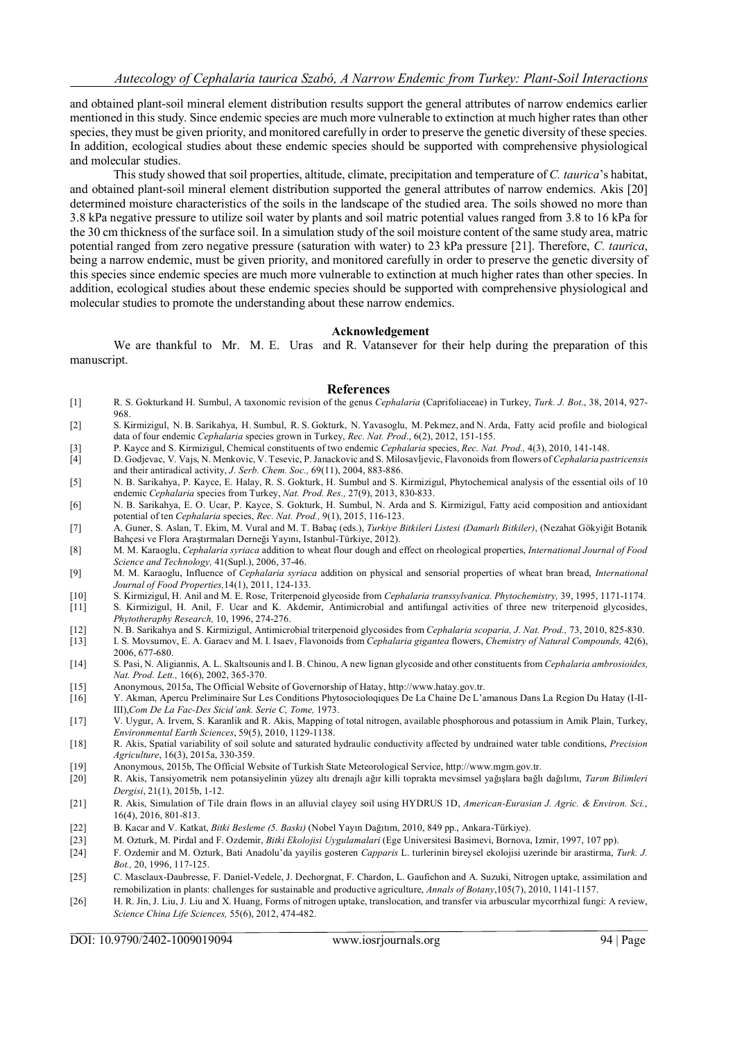and obtained plant-soil mineral element distribution results support the general attributes of narrow endemics earlier mentioned in this study. Since endemic species are much more vulnerable to extinction at much higher rates than other species, they must be given priority, and monitored carefully in order to preserve the genetic diversity of these species. In addition, ecological studies about these endemic species should be supported with comprehensive physiological and molecular studies.

This study showed that soil properties, altitude, climate, precipitation and temperature of *C. taurica*'s habitat, and obtained plant-soil mineral element distribution supported the general attributes of narrow endemics. Akis [20] determined moisture characteristics of the soils in the landscape of the studied area. The soils showed no more than 3.8 kPa negative pressure to utilize soil water by plants and soil matric potential values ranged from 3.8 to 16 kPa for the 30 cm thickness of the surface soil. In a simulation study of the soil moisture content of the same study area, matric potential ranged from zero negative pressure (saturation with water) to 23 kPa pressure [21]. Therefore, *C. taurica*, being a narrow endemic, must be given priority, and monitored carefully in order to preserve the genetic diversity of this species since endemic species are much more vulnerable to extinction at much higher rates than other species. In addition, ecological studies about these endemic species should be supported with comprehensive physiological and molecular studies to promote the understanding about these narrow endemics.

## Acknowledgement

We are thankful to Mr. M. E. Uras and R. Vatansever for their help during the preparation of this manuscript.

## References

[1] R. S. Gokturkand H. Sumbul, A taxonomic revision of the genus *Cephalaria* (Caprifoliaceae) in Turkey, *Turk. J. Bot*., 38, 2014, 927-968.

[2] S. Kirmizigul, N. B. Sarikahya, H. Sumbul, R. S. Gokturk, N. Yavasoglu, M. Pekmez, and N. Arda, Fatty acid profile and biological data of four endemic *Cephalaria* species grown in Turkey, *Rec. Nat. Prod*., 6(2), 2012, 151-155.

[3] P. Kayce and S. Kirmizigul, Chemical constituents of two endemic *Cephalaria* species, *Rec. Nat. Prod.,* 4(3), 2010, 141-148.

[4] D. Godjevac, V. Vajs, N. Menkovic, V. Tesevic, P. Janackovic and S. Milosavljevic, Flavonoids from flowers of *Cephalaria pastricensis* and their antiradical activity, *J. Serb. Chem. Soc.,* 69(11), 2004, 883-886.

[5] N. B. Sarikahya, P. Kayce, E. Halay, R. S. Gokturk, H. Sumbul and S. Kirmizigul, Phytochemical analysis of the essential oils of 10 endemic *Cephalaria* species from Turkey, *Nat. Prod. Res.,* 27(9), 2013, 830-833.

[6] N. B. Sarikahya, E. O. Ucar, P. Kayce, S. Gokturk, H. Sumbul, N. Arda and S. Kirmizigul, Fatty acid composition and antioxidant potential of ten *Cephalaria* species, *Rec. Nat. Prod.,* 9(1), 2015, 116-123.

[7] A. Guner, S. Aslan, T. Ekim, M. Vural and M. T. Babaç (eds.), *Turkiye Bitkileri Listesi (Damarlı Bitkiler)*, (Nezahat Gökyiğit Botanik Bahçesi ve Flora Araştırmaları Derneği Yayını, Istanbul-Türkiye, 2012).

[8] M. M. Karaoglu, *Cephalaria syriaca* addition to wheat flour dough and effect on rheological properties, *International Journal of Food Science and Technology,* 41(Supl.), 2006, 37-46.

[9] M. M. Karaoglu, Influence of *Cephalaria syriaca* addition on physical and sensorial properties of wheat bran bread, *International Journal of Food Properties,*14(1), 2011, 124-133.

[10] S. Kirmizigul, H. Anil and M. E. Rose, Triterpenoid glycoside from *Cephalaria transsylvanica. Phytochemistry,* 39, 1995, 1171-1174.

[11] S. Kirmizigul, H. Anil, F. Ucar and K. Akdemir, Antimicrobial and antifungal activities of three new triterpenoid glycosides, *Phytotheraphy Research,* 10, 1996, 274-276.

[12] N. B. Sarikahya and S. Kirmizigul, Antimicrobial triterpenoid glycosides from *Cephalaria scoparia, J. Nat. Prod.,* 73, 2010, 825-830.

[13] I. S. Movsumov, E. A. Garaev and M. I. Isaev, Flavonoids from *Cephalaria gigantea* flowers, *Chemistry of Natural Compounds,* 42(6), 2006, 677-680.

[14] S. Pasi, N. Aligiannis, A. L. Skaltsounis and I. B. Chinou, A new lignan glycoside and other constituents from *Cephalaria ambrosioides, Nat. Prod. Lett.,* 16(6), 2002, 365-370.

[15] Anonymous, 2015a, The Official Website of Governorship of Hatay, http://www.hatay.gov.tr.

[16] Y. Akman, Apercu Preliminaire Sur Les Conditions Phytosocioloqiques De La Chaine De L'amanous Dans La Region Du Hatay (I-II-III),*Com De La Fac-Des Sicid'ank. Serie C, Tome,* 1973.

[17] V. Uygur, A. Irvem, S. Karanlik and R. Akis, Mapping of total nitrogen, available phosphorous and potassium in Amik Plain, Turkey, *Environmental Earth Sciences*, 59(5), 2010, 1129-1138.

[18] R. Akis, Spatial variability of soil solute and saturated hydraulic conductivity affected by undrained water table conditions, *Precision Agriculture*, 16(3), 2015a, 330-359.

[19] Anonymous, 2015b, The Official Website of Turkish State Meteorological Service, http://www.mgm.gov.tr.

[20] R. Akis, Tansiyometrik nem potansiyelinin yüzey altı drenajlı ağır killi toprakta mevsimsel yağışlara bağlı dağılımı, *Tarım Bilimleri Dergisi*, 21(1), 2015b, 1-12.

[21] R. Akis, Simulation of Tile drain flows in an alluvial clayey soil using HYDRUS 1D, *American-Eurasian J. Agric. & Environ. Sci.*, 16(4), 2016, 801-813.

[22] B. Kacar and V. Katkat, *Bitki Besleme (5. Baskı)* (Nobel Yayın Dağıtım, 2010, 849 pp., Ankara-Türkiye).

[23] M. Ozturk, M. Pirdal and F. Ozdemir, *Bitki Ekolojisi Uygulamalari* (Ege Universitesi Basimevi, Bornova, Izmir, 1997, 107 pp).

[24] F. Ozdemir and M. Ozturk, Bati Anadolu'da yayilis gosteren *Capparis* L. turlerinin bireysel ekolojisi uzerinde bir arastirma, *Turk. J. Bot.,* 20, 1996, 117-125.

[25] C. Masclaux-Daubresse, F. Daniel-Vedele, J. Dechorgnat, F. Chardon, L. Gaufichon and A. Suzuki, Nitrogen uptake, assimilation and remobilization in plants: challenges for sustainable and productive agriculture, *Annals of Botany*,105(7), 2010, 1141-1157.

[26] H. R. Jin, J. Liu, J. Liu and X. Huang, Forms of nitrogen uptake, translocation, and transfer via arbuscular mycorrhizal fungi: A review, *Science China Life Sciences,* 55(6), 2012, 474-482.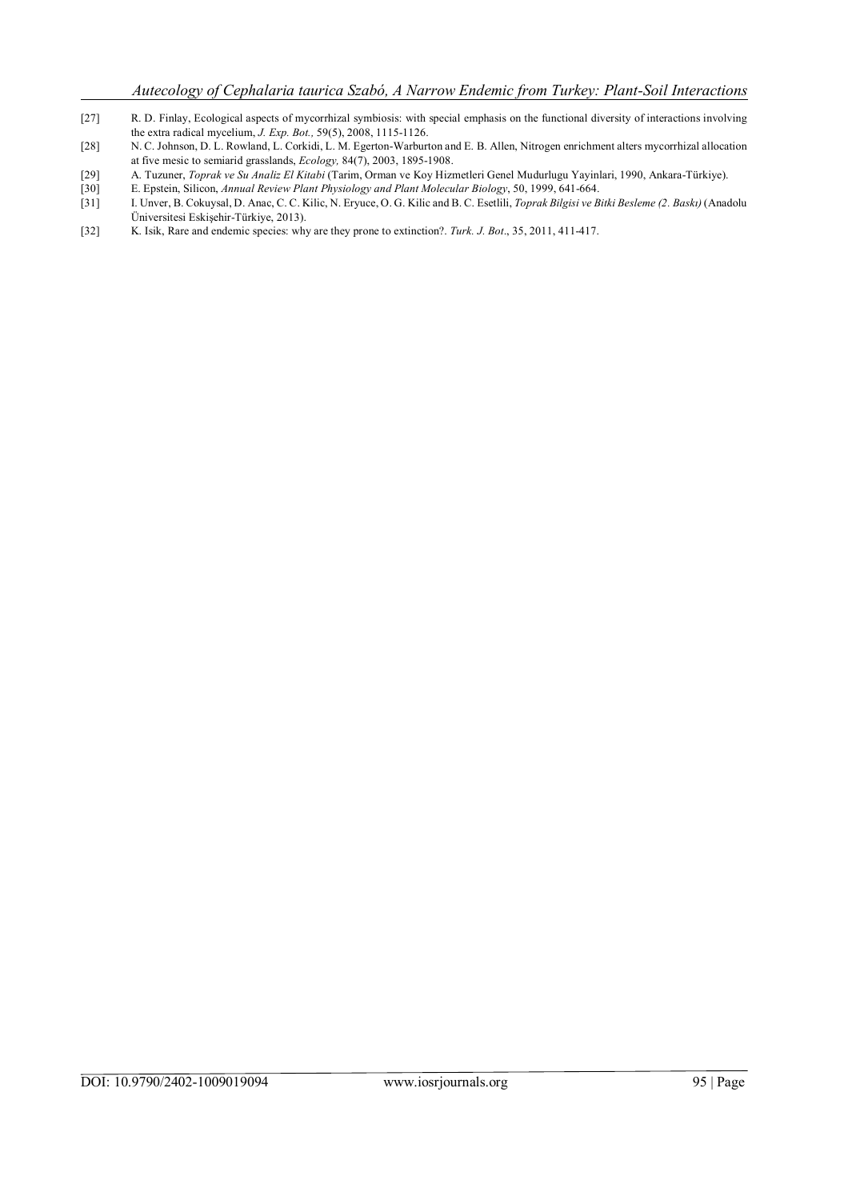[27] R. D. Finlay, Ecological aspects of mycorrhizal symbiosis: with special emphasis on the functional diversity of interactions involving the extra radical mycelium, *J. Exp. Bot.,* 59(5), 2008, 1115-1126.

[28] N. C. Johnson, D. L. Rowland, L. Corkidi, L. M. Egerton-Warburton and E. B. Allen, Nitrogen enrichment alters mycorrhizal allocation at five mesic to semiarid grasslands, *Ecology,* 84(7), 2003, 1895-1908.

[29] A. Tuzuner, *Toprak ve Su Analiz El Kitabi* (Tarim, Orman ve Koy Hizmetleri Genel Mudurlugu Yayinlari, 1990, Ankara-Türkiye).

[30] E. Epstein, Silicon, *Annual Review Plant Physiology and Plant Molecular Biology*, 50, 1999, 641-664.

[31] I. Unver, B. Cokuysal, D. Anac, C. C. Kilic, N. Eryuce, O. G. Kilic and B. C. Esetlili, *Toprak Bilgisi ve Bitki Besleme (2. Baskı)* (Anadolu Üniversitesi Eskişehir-Türkiye, 2013).

[32] K. Isik, Rare and endemic species: why are they prone to extinction?. *Turk. J. Bot*., 35, 2011, 411-417.